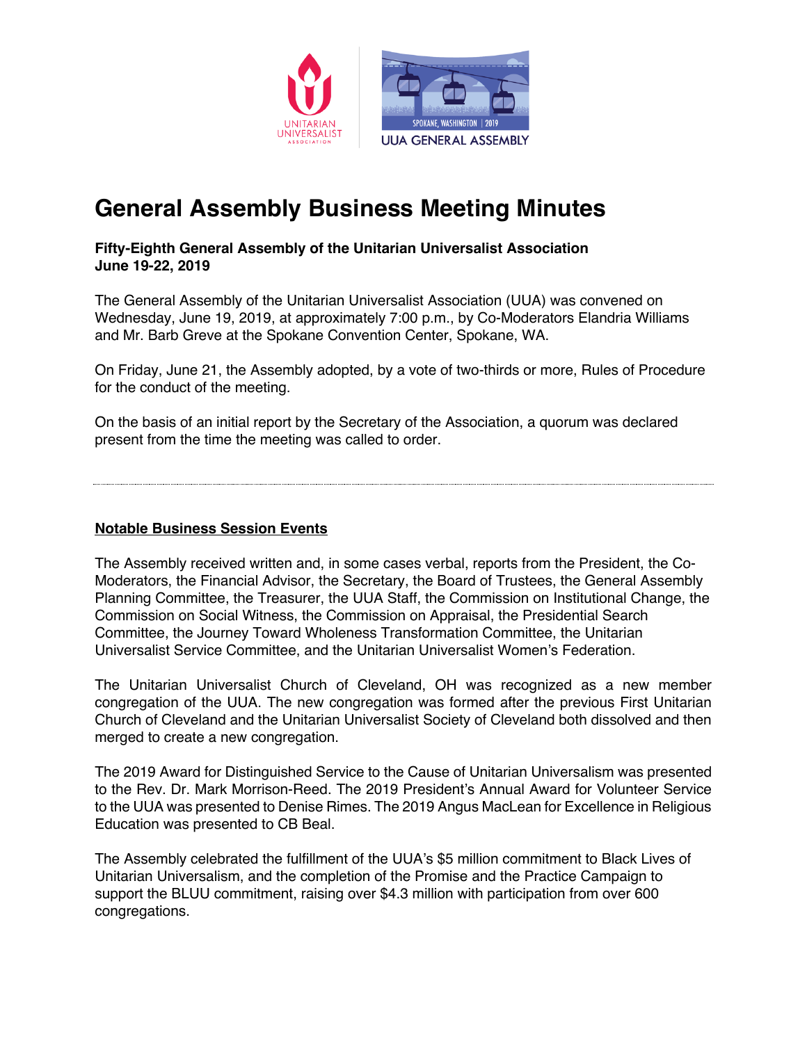# General Assembly Business Meeting Minutes

**Fifty-Eighth General Assembly of the Unitarian Universalist Association**
**June 19-22, 2019**

The General Assembly of the Unitarian Universalist Association (UUA) was convened on Wednesday, June 19, 2019, at approximately 7:00 p.m., by Co-Moderators Elandria Williams and Mr. Barb Greve at the Spokane Convention Center, Spokane, WA.

On Friday, June 21, the Assembly adopted, by a vote of two-thirds or more, Rules of Procedure for the conduct of the meeting.

On the basis of an initial report by the Secretary of the Association, a quorum was declared present from the time the meeting was called to order.

---

## Notable Business Session Events

The Assembly received written and, in some cases verbal, reports from the President, the Co-Moderators, the Financial Advisor, the Secretary, the Board of Trustees, the General Assembly Planning Committee, the Treasurer, the UUA Staff, the Commission on Institutional Change, the Commission on Social Witness, the Commission on Appraisal, the Presidential Search Committee, the Journey Toward Wholeness Transformation Committee, the Unitarian Universalist Service Committee, and the Unitarian Universalist Women's Federation.

The Unitarian Universalist Church of Cleveland, OH was recognized as a new member congregation of the UUA. The new congregation was formed after the previous First Unitarian Church of Cleveland and the Unitarian Universalist Society of Cleveland both dissolved and then merged to create a new congregation.

The 2019 Award for Distinguished Service to the Cause of Unitarian Universalism was presented to the Rev. Dr. Mark Morrison-Reed. The 2019 President's Annual Award for Volunteer Service to the UUA was presented to Denise Rimes. The 2019 Angus MacLean for Excellence in Religious Education was presented to CB Beal.

The Assembly celebrated the fulfillment of the UUA's $5 million commitment to Black Lives of Unitarian Universalism, and the completion of the Promise and the Practice Campaign to support the BLUU commitment, raising over $4.3 million with participation from over 600 congregations.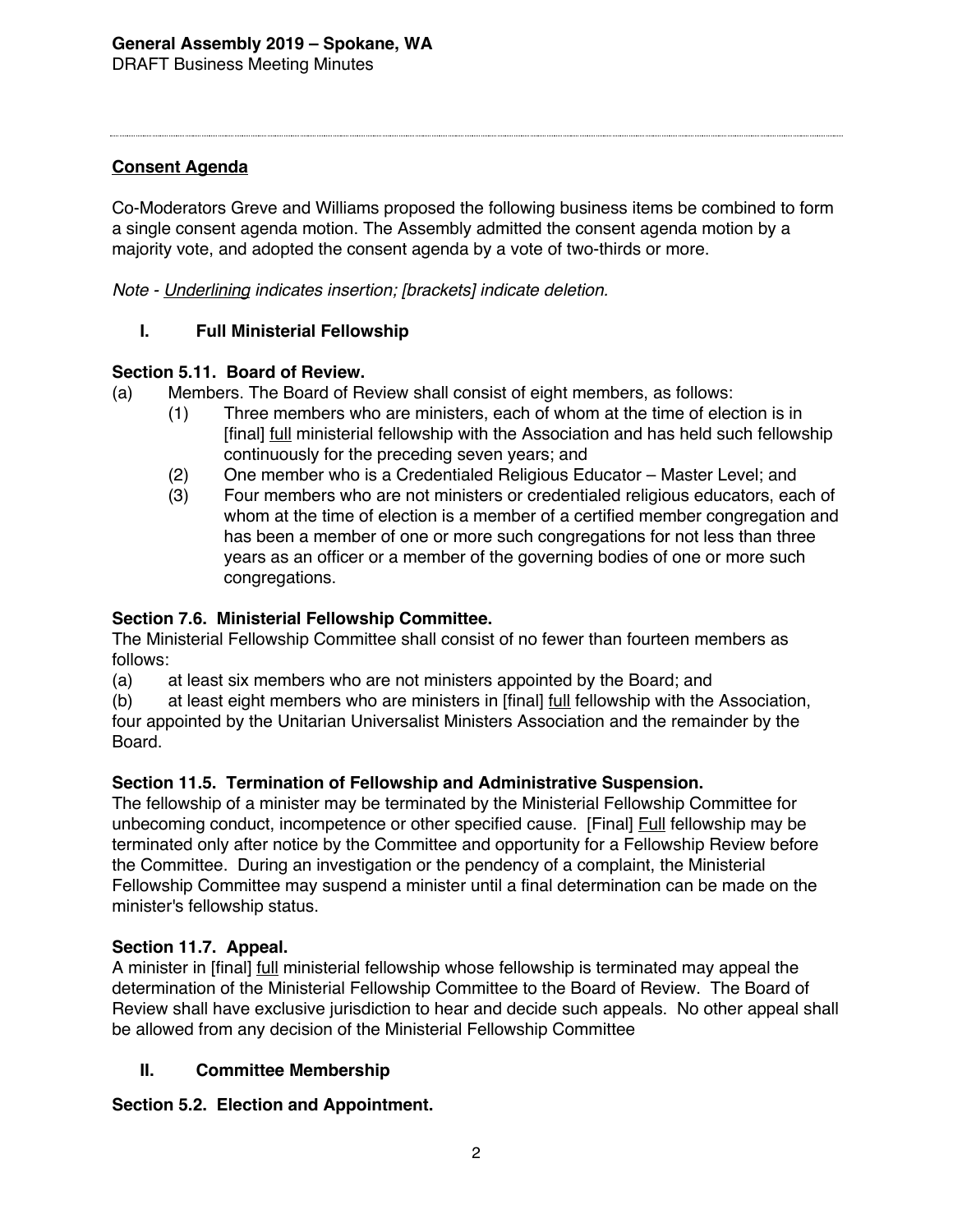## Consent Agenda

Co-Moderators Greve and Williams proposed the following business items be combined to form a single consent agenda motion. The Assembly admitted the consent agenda motion by a majority vote, and adopted the consent agenda by a vote of two-thirds or more.

*Note - <u>Underlining</u> indicates insertion; [brackets] indicate deletion.*

### I. Full Ministerial Fellowship

**Section 5.11. Board of Review.**

(a) Members. The Board of Review shall consist of eight members, as follows:

   (1) Three members who are ministers, each of whom at the time of election is in [final] <u>full</u> ministerial fellowship with the Association and has held such fellowship continuously for the preceding seven years; and

   (2) One member who is a Credentialed Religious Educator – Master Level; and

   (3) Four members who are not ministers or credentialed religious educators, each of whom at the time of election is a member of a certified member congregation and has been a member of one or more such congregations for not less than three years as an officer or a member of the governing bodies of one or more such congregations.

**Section 7.6. Ministerial Fellowship Committee.**

The Ministerial Fellowship Committee shall consist of no fewer than fourteen members as follows:

(a) at least six members who are not ministers appointed by the Board; and

(b) at least eight members who are ministers in [final] <u>full</u> fellowship with the Association, four appointed by the Unitarian Universalist Ministers Association and the remainder by the Board.

**Section 11.5. Termination of Fellowship and Administrative Suspension.**

The fellowship of a minister may be terminated by the Ministerial Fellowship Committee for unbecoming conduct, incompetence or other specified cause. [Final] <u>Full</u> fellowship may be terminated only after notice by the Committee and opportunity for a Fellowship Review before the Committee. During an investigation or the pendency of a complaint, the Ministerial Fellowship Committee may suspend a minister until a final determination can be made on the minister's fellowship status.

**Section 11.7. Appeal.**

A minister in [final] <u>full</u> ministerial fellowship whose fellowship is terminated may appeal the determination of the Ministerial Fellowship Committee to the Board of Review. The Board of Review shall have exclusive jurisdiction to hear and decide such appeals. No other appeal shall be allowed from any decision of the Ministerial Fellowship Committee

### II. Committee Membership

**Section 5.2. Election and Appointment.**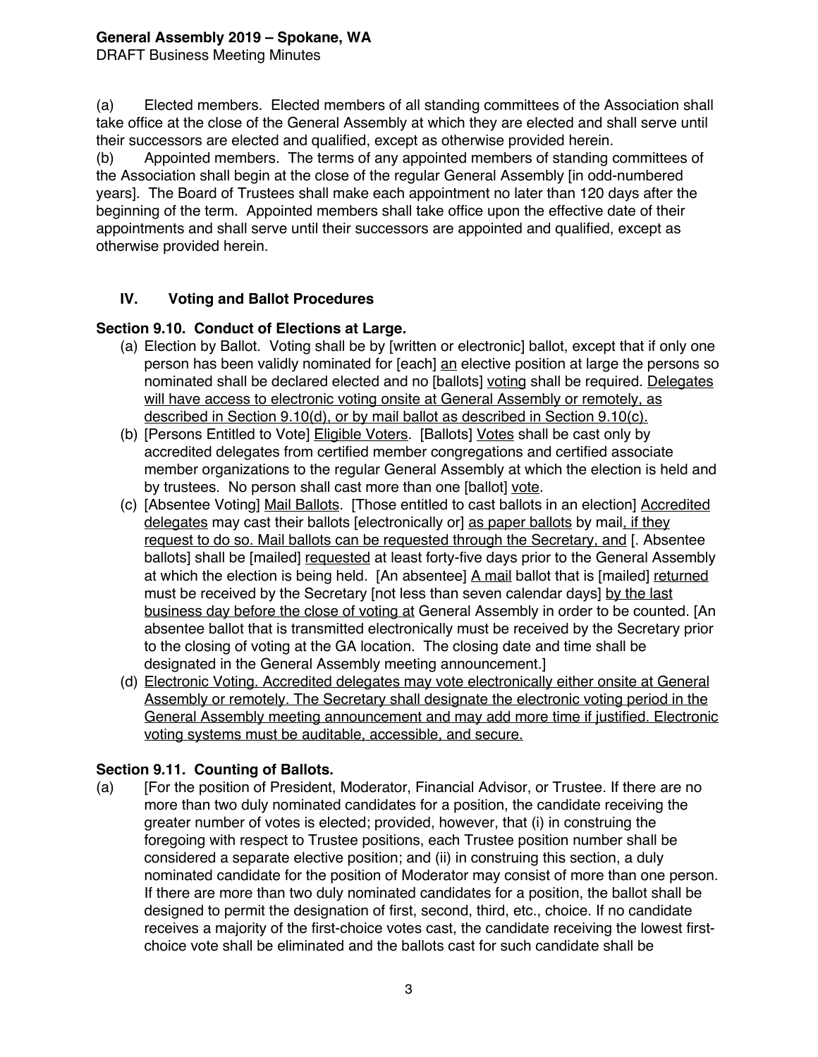(a) Elected members. Elected members of all standing committees of the Association shall take office at the close of the General Assembly at which they are elected and shall serve until their successors are elected and qualified, except as otherwise provided herein.

(b) Appointed members. The terms of any appointed members of standing committees of the Association shall begin at the close of the regular General Assembly [in odd-numbered years]. The Board of Trustees shall make each appointment no later than 120 days after the beginning of the term. Appointed members shall take office upon the effective date of their appointments and shall serve until their successors are appointed and qualified, except as otherwise provided herein.

## IV. Voting and Ballot Procedures

### Section 9.10. Conduct of Elections at Large.

(a) Election by Ballot. Voting shall be by [written or electronic] ballot, except that if only one person has been validly nominated for [each] <u>an</u> elective position at large the persons so nominated shall be declared elected and no [ballots] <u>voting</u> shall be required. <u>Delegates will have access to electronic voting onsite at General Assembly or remotely, as described in Section 9.10(d), or by mail ballot as described in Section 9.10(c).</u>

(b) [Persons Entitled to Vote] <u>Eligible Voters</u>. [Ballots] <u>Votes</u> shall be cast only by accredited delegates from certified member congregations and certified associate member organizations to the regular General Assembly at which the election is held and by trustees. No person shall cast more than one [ballot] <u>vote</u>.

(c) [Absentee Voting] <u>Mail Ballots</u>. [Those entitled to cast ballots in an election] <u>Accredited delegates</u> may cast their ballots [electronically or] <u>as paper ballots</u> by mail<u>, if they request to do so. Mail ballots can be requested through the Secretary, and</u> [. Absentee ballots] shall be [mailed] <u>requested</u> at least forty-five days prior to the General Assembly at which the election is being held. [An absentee] <u>A mail</u> ballot that is [mailed] <u>returned</u> must be received by the Secretary [not less than seven calendar days] <u>by the last business day before the close of voting at</u> General Assembly in order to be counted. [An absentee ballot that is transmitted electronically must be received by the Secretary prior to the closing of voting at the GA location. The closing date and time shall be designated in the General Assembly meeting announcement.]

(d) <u>Electronic Voting. Accredited delegates may vote electronically either onsite at General Assembly or remotely. The Secretary shall designate the electronic voting period in the General Assembly meeting announcement and may add more time if justified. Electronic voting systems must be auditable, accessible, and secure.</u>

### Section 9.11. Counting of Ballots.

(a) [For the position of President, Moderator, Financial Advisor, or Trustee. If there are no more than two duly nominated candidates for a position, the candidate receiving the greater number of votes is elected; provided, however, that (i) in construing the foregoing with respect to Trustee positions, each Trustee position number shall be considered a separate elective position; and (ii) in construing this section, a duly nominated candidate for the position of Moderator may consist of more than one person. If there are more than two duly nominated candidates for a position, the ballot shall be designed to permit the designation of first, second, third, etc., choice. If no candidate receives a majority of the first-choice votes cast, the candidate receiving the lowest first-choice vote shall be eliminated and the ballots cast for such candidate shall be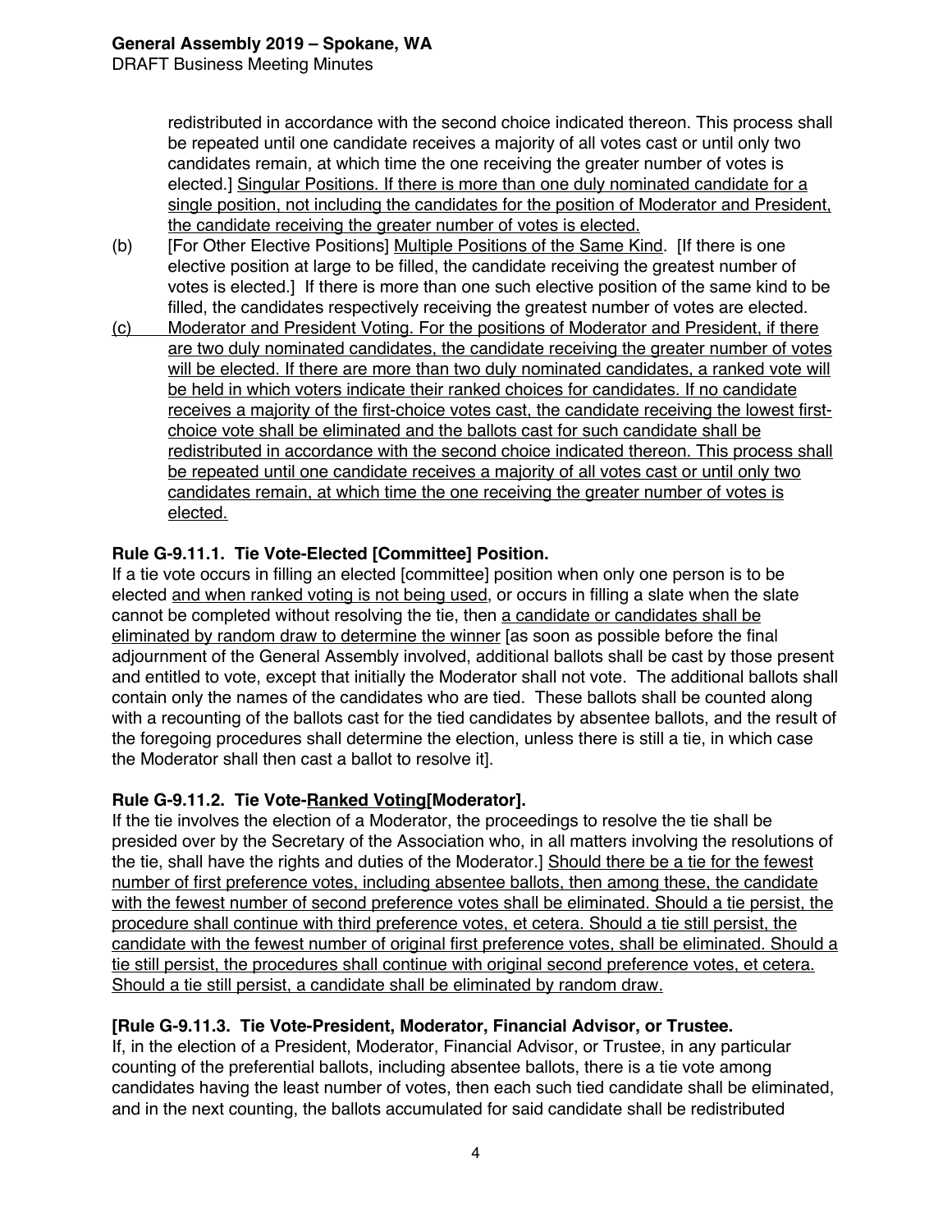redistributed in accordance with the second choice indicated thereon. This process shall be repeated until one candidate receives a majority of all votes cast or until only two candidates remain, at which time the one receiving the greater number of votes is elected.] Singular Positions. If there is more than one duly nominated candidate for a single position, not including the candidates for the position of Moderator and President, the candidate receiving the greater number of votes is elected.

(b) [For Other Elective Positions] Multiple Positions of the Same Kind. [If there is one elective position at large to be filled, the candidate receiving the greatest number of votes is elected.] If there is more than one such elective position of the same kind to be filled, the candidates respectively receiving the greatest number of votes are elected.

(c) Moderator and President Voting. For the positions of Moderator and President, if there are two duly nominated candidates, the candidate receiving the greater number of votes will be elected. If there are more than two duly nominated candidates, a ranked vote will be held in which voters indicate their ranked choices for candidates. If no candidate receives a majority of the first-choice votes cast, the candidate receiving the lowest first-choice vote shall be eliminated and the ballots cast for such candidate shall be redistributed in accordance with the second choice indicated thereon. This process shall be repeated until one candidate receives a majority of all votes cast or until only two candidates remain, at which time the one receiving the greater number of votes is elected.

**Rule G-9.11.1. Tie Vote-Elected [Committee] Position.**

If a tie vote occurs in filling an elected [committee] position when only one person is to be elected and when ranked voting is not being used, or occurs in filling a slate when the slate cannot be completed without resolving the tie, then a candidate or candidates shall be eliminated by random draw to determine the winner [as soon as possible before the final adjournment of the General Assembly involved, additional ballots shall be cast by those present and entitled to vote, except that initially the Moderator shall not vote. The additional ballots shall contain only the names of the candidates who are tied. These ballots shall be counted along with a recounting of the ballots cast for the tied candidates by absentee ballots, and the result of the foregoing procedures shall determine the election, unless there is still a tie, in which case the Moderator shall then cast a ballot to resolve it].

**Rule G-9.11.2. Tie Vote-Ranked Voting[Moderator].**

If the tie involves the election of a Moderator, the proceedings to resolve the tie shall be presided over by the Secretary of the Association who, in all matters involving the resolutions of the tie, shall have the rights and duties of the Moderator.] Should there be a tie for the fewest number of first preference votes, including absentee ballots, then among these, the candidate with the fewest number of second preference votes shall be eliminated. Should a tie persist, the procedure shall continue with third preference votes, et cetera. Should a tie still persist, the candidate with the fewest number of original first preference votes, shall be eliminated. Should a tie still persist, the procedures shall continue with original second preference votes, et cetera. Should a tie still persist, a candidate shall be eliminated by random draw.

**[Rule G-9.11.3. Tie Vote-President, Moderator, Financial Advisor, or Trustee.**

If, in the election of a President, Moderator, Financial Advisor, or Trustee, in any particular counting of the preferential ballots, including absentee ballots, there is a tie vote among candidates having the least number of votes, then each such tied candidate shall be eliminated, and in the next counting, the ballots accumulated for said candidate shall be redistributed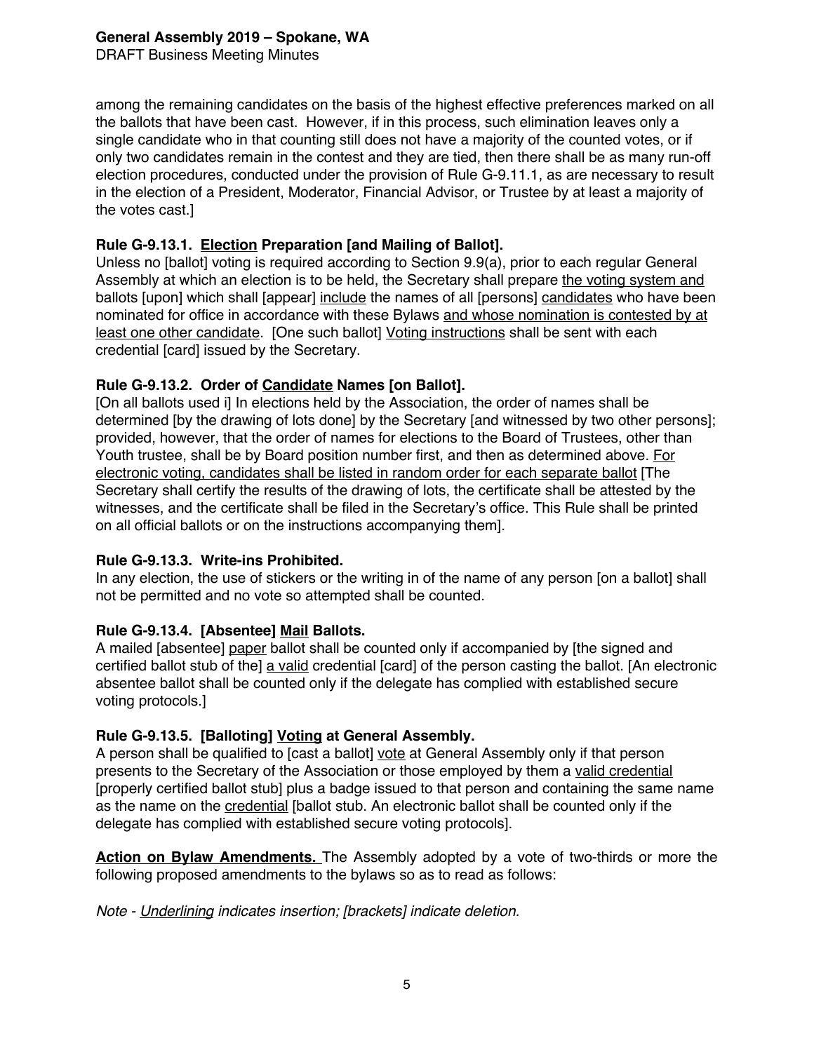among the remaining candidates on the basis of the highest effective preferences marked on all the ballots that have been cast. However, if in this process, such elimination leaves only a single candidate who in that counting still does not have a majority of the counted votes, or if only two candidates remain in the contest and they are tied, then there shall be as many run-off election procedures, conducted under the provision of Rule G-9.11.1, as are necessary to result in the election of a President, Moderator, Financial Advisor, or Trustee by at least a majority of the votes cast.]

**Rule G-9.13.1. <u>Election</u> Preparation [and Mailing of Ballot].**
Unless no [ballot] voting is required according to Section 9.9(a), prior to each regular General Assembly at which an election is to be held, the Secretary shall prepare <u>the voting system and</u> ballots [upon] which shall [appear] <u>include</u> the names of all [persons] <u>candidates</u> who have been nominated for office in accordance with these Bylaws <u>and whose nomination is contested by at least one other candidate</u>. [One such ballot] <u>Voting instructions</u> shall be sent with each credential [card] issued by the Secretary.

**Rule G-9.13.2. Order of <u>Candidate</u> Names [on Ballot].**
[On all ballots used i] In elections held by the Association, the order of names shall be determined [by the drawing of lots done] by the Secretary [and witnessed by two other persons]; provided, however, that the order of names for elections to the Board of Trustees, other than Youth trustee, shall be by Board position number first, and then as determined above. <u>For electronic voting, candidates shall be listed in random order for each separate ballot</u> [The Secretary shall certify the results of the drawing of lots, the certificate shall be attested by the witnesses, and the certificate shall be filed in the Secretary's office. This Rule shall be printed on all official ballots or on the instructions accompanying them].

**Rule G-9.13.3. Write-ins Prohibited.**
In any election, the use of stickers or the writing in of the name of any person [on a ballot] shall not be permitted and no vote so attempted shall be counted.

**Rule G-9.13.4. [Absentee] <u>Mail</u> Ballots.**
A mailed [absentee] <u>paper</u> ballot shall be counted only if accompanied by [the signed and certified ballot stub of the] <u>a valid</u> credential [card] of the person casting the ballot. [An electronic absentee ballot shall be counted only if the delegate has complied with established secure voting protocols.]

**Rule G-9.13.5. [Balloting] <u>Voting</u> at General Assembly.**
A person shall be qualified to [cast a ballot] <u>vote</u> at General Assembly only if that person presents to the Secretary of the Association or those employed by them a <u>valid credential</u> [properly certified ballot stub] plus a badge issued to that person and containing the same name as the name on the <u>credential</u> [ballot stub. An electronic ballot shall be counted only if the delegate has complied with established secure voting protocols].

**<u>Action on Bylaw Amendments.</u>** The Assembly adopted by a vote of two-thirds or more the following proposed amendments to the bylaws so as to read as follows:

*Note - <u>Underlining</u> indicates insertion; [brackets] indicate deletion.*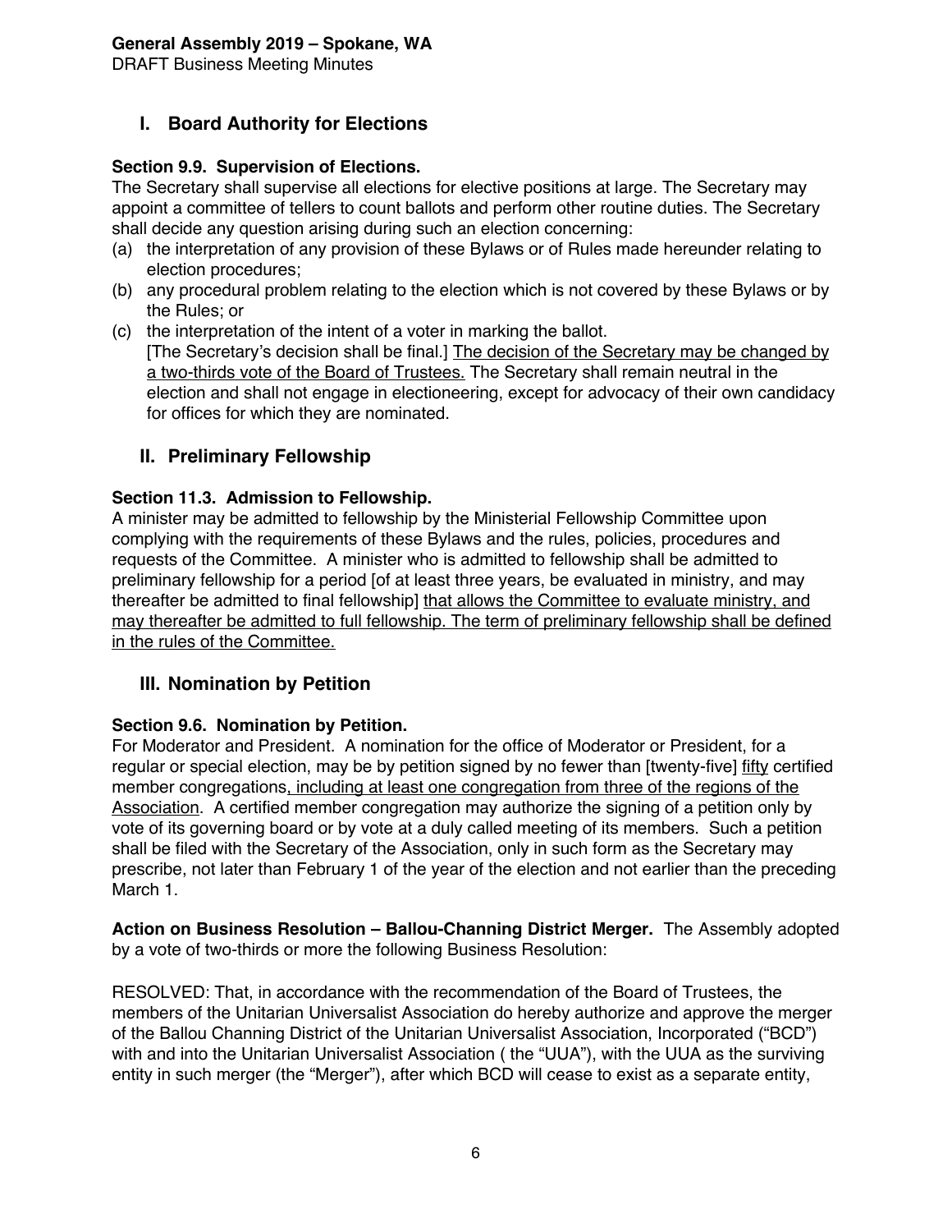## I. Board Authority for Elections

**Section 9.9. Supervision of Elections.**
The Secretary shall supervise all elections for elective positions at large. The Secretary may appoint a committee of tellers to count ballots and perform other routine duties. The Secretary shall decide any question arising during such an election concerning:

(a) the interpretation of any provision of these Bylaws or of Rules made hereunder relating to election procedures;
(b) any procedural problem relating to the election which is not covered by these Bylaws or by the Rules; or
(c) the interpretation of the intent of a voter in marking the ballot.
[The Secretary's decision shall be final.] <u>The decision of the Secretary may be changed by a two-thirds vote of the Board of Trustees.</u> The Secretary shall remain neutral in the election and shall not engage in electioneering, except for advocacy of their own candidacy for offices for which they are nominated.

## II. Preliminary Fellowship

**Section 11.3. Admission to Fellowship.**
A minister may be admitted to fellowship by the Ministerial Fellowship Committee upon complying with the requirements of these Bylaws and the rules, policies, procedures and requests of the Committee. A minister who is admitted to fellowship shall be admitted to preliminary fellowship for a period [of at least three years, be evaluated in ministry, and may thereafter be admitted to final fellowship] <u>that allows the Committee to evaluate ministry, and may thereafter be admitted to full fellowship. The term of preliminary fellowship shall be defined in the rules of the Committee.</u>

## III. Nomination by Petition

**Section 9.6. Nomination by Petition.**
For Moderator and President. A nomination for the office of Moderator or President, for a regular or special election, may be by petition signed by no fewer than [twenty-five] <u>fifty</u> certified member congregations<u>, including at least one congregation from three of the regions of the Association</u>. A certified member congregation may authorize the signing of a petition only by vote of its governing board or by vote at a duly called meeting of its members. Such a petition shall be filed with the Secretary of the Association, only in such form as the Secretary may prescribe, not later than February 1 of the year of the election and not earlier than the preceding March 1.

**Action on Business Resolution – Ballou-Channing District Merger.** The Assembly adopted by a vote of two-thirds or more the following Business Resolution:

RESOLVED: That, in accordance with the recommendation of the Board of Trustees, the members of the Unitarian Universalist Association do hereby authorize and approve the merger of the Ballou Channing District of the Unitarian Universalist Association, Incorporated ("BCD") with and into the Unitarian Universalist Association ( the "UUA"), with the UUA as the surviving entity in such merger (the "Merger"), after which BCD will cease to exist as a separate entity,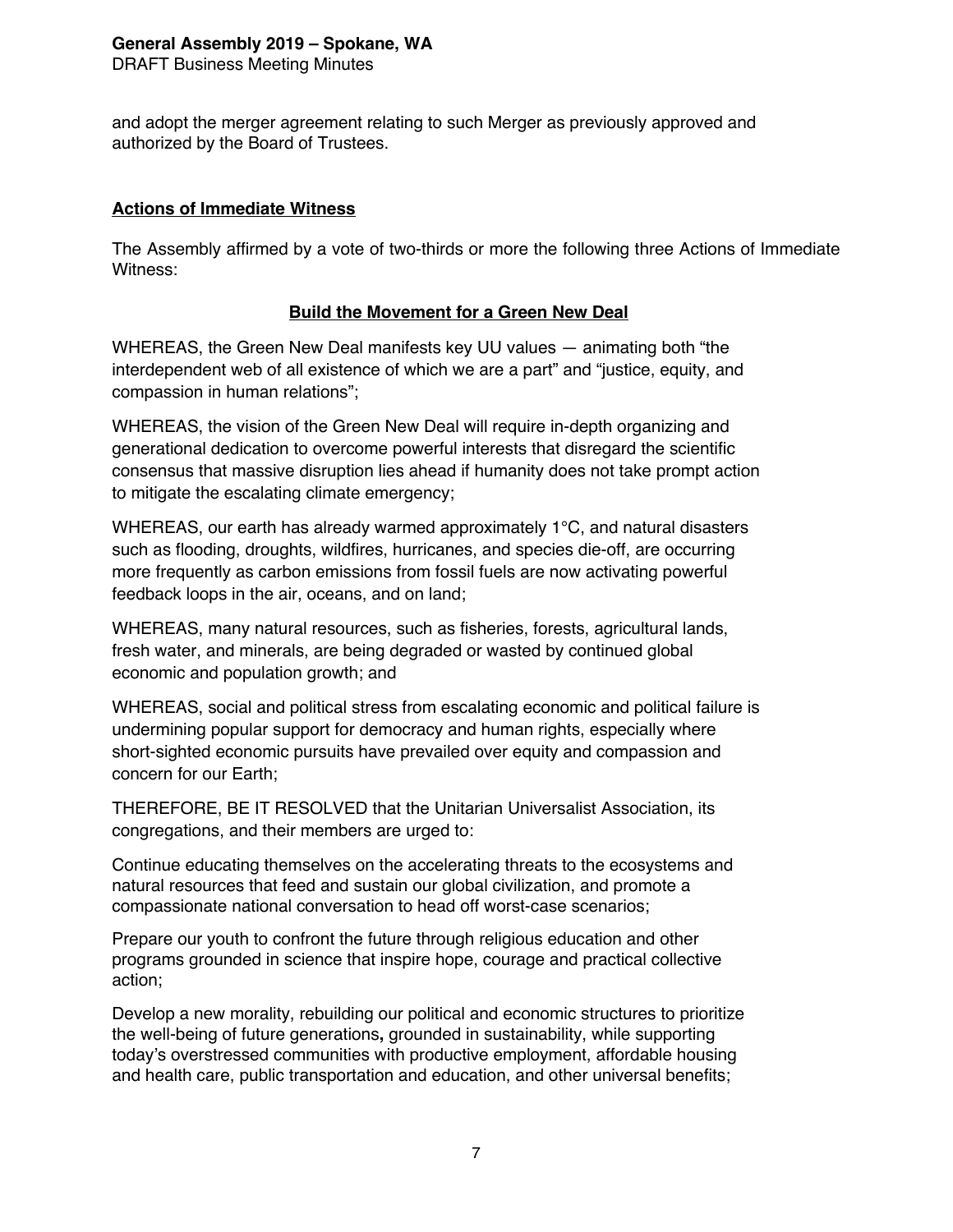and adopt the merger agreement relating to such Merger as previously approved and authorized by the Board of Trustees.

## Actions of Immediate Witness

The Assembly affirmed by a vote of two-thirds or more the following three Actions of Immediate Witness:

### Build the Movement for a Green New Deal

WHEREAS, the Green New Deal manifests key UU values — animating both "the interdependent web of all existence of which we are a part" and "justice, equity, and compassion in human relations";

WHEREAS, the vision of the Green New Deal will require in-depth organizing and generational dedication to overcome powerful interests that disregard the scientific consensus that massive disruption lies ahead if humanity does not take prompt action to mitigate the escalating climate emergency;

WHEREAS, our earth has already warmed approximately 1°C, and natural disasters such as flooding, droughts, wildfires, hurricanes, and species die-off, are occurring more frequently as carbon emissions from fossil fuels are now activating powerful feedback loops in the air, oceans, and on land;

WHEREAS, many natural resources, such as fisheries, forests, agricultural lands, fresh water, and minerals, are being degraded or wasted by continued global economic and population growth; and

WHEREAS, social and political stress from escalating economic and political failure is undermining popular support for democracy and human rights, especially where short-sighted economic pursuits have prevailed over equity and compassion and concern for our Earth;

THEREFORE, BE IT RESOLVED that the Unitarian Universalist Association, its congregations, and their members are urged to:

Continue educating themselves on the accelerating threats to the ecosystems and natural resources that feed and sustain our global civilization, and promote a compassionate national conversation to head off worst-case scenarios;

Prepare our youth to confront the future through religious education and other programs grounded in science that inspire hope, courage and practical collective action;

Develop a new morality, rebuilding our political and economic structures to prioritize the well-being of future generations**,** grounded in sustainability, while supporting today's overstressed communities with productive employment, affordable housing and health care, public transportation and education, and other universal benefits;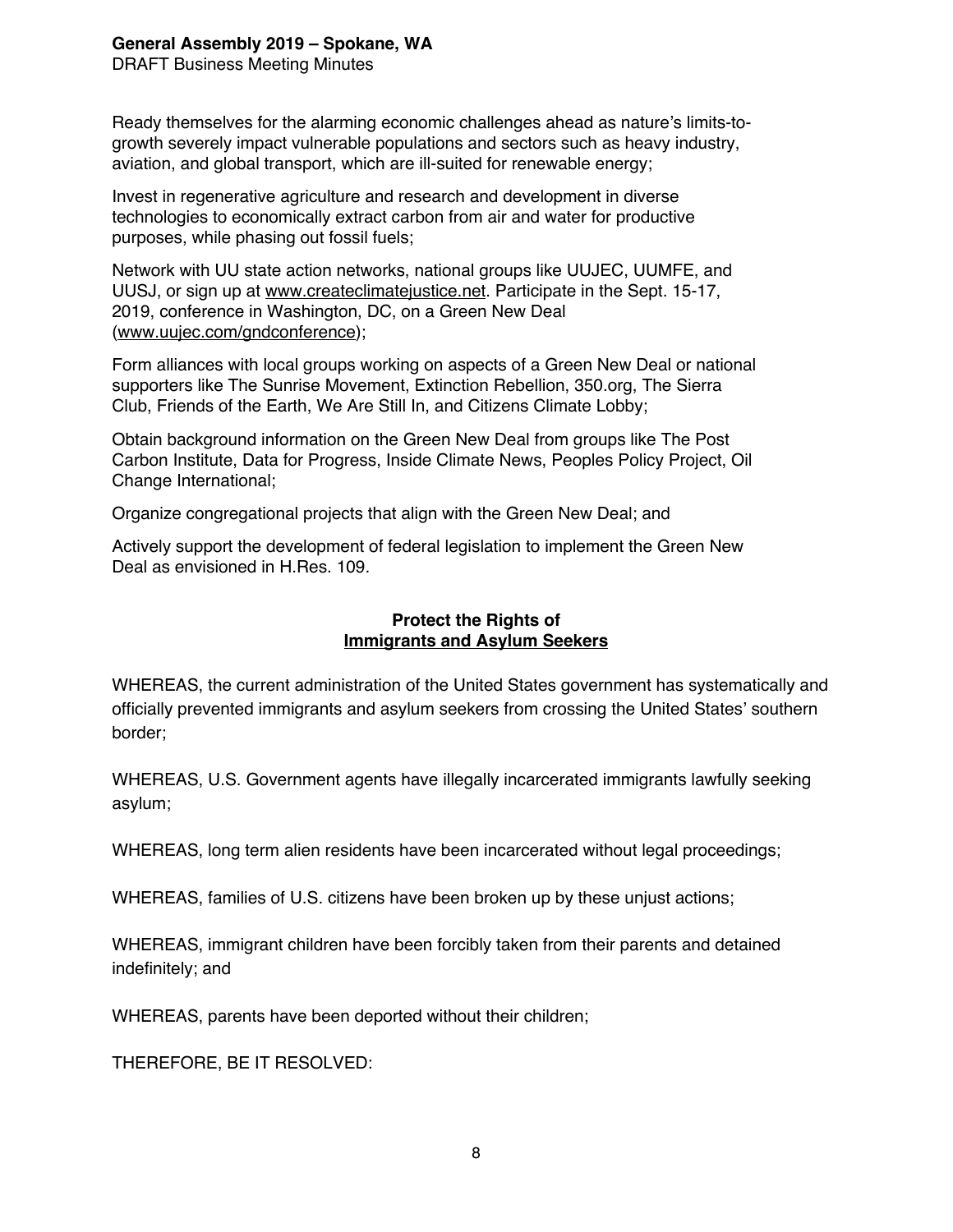Ready themselves for the alarming economic challenges ahead as nature's limits-to-growth severely impact vulnerable populations and sectors such as heavy industry, aviation, and global transport, which are ill-suited for renewable energy;

Invest in regenerative agriculture and research and development in diverse technologies to economically extract carbon from air and water for productive purposes, while phasing out fossil fuels;

Network with UU state action networks, national groups like UUJEC, UUMFE, and UUSJ, or sign up at www.createclimatejustice.net. Participate in the Sept. 15-17, 2019, conference in Washington, DC, on a Green New Deal (www.uujec.com/gndconference);

Form alliances with local groups working on aspects of a Green New Deal or national supporters like The Sunrise Movement, Extinction Rebellion, 350.org, The Sierra Club, Friends of the Earth, We Are Still In, and Citizens Climate Lobby;

Obtain background information on the Green New Deal from groups like The Post Carbon Institute, Data for Progress, Inside Climate News, Peoples Policy Project, Oil Change International;

Organize congregational projects that align with the Green New Deal; and

Actively support the development of federal legislation to implement the Green New Deal as envisioned in H.Res. 109.

### Protect the Rights of Immigrants and Asylum Seekers

WHEREAS, the current administration of the United States government has systematically and officially prevented immigrants and asylum seekers from crossing the United States' southern border;

WHEREAS, U.S. Government agents have illegally incarcerated immigrants lawfully seeking asylum;

WHEREAS, long term alien residents have been incarcerated without legal proceedings;

WHEREAS, families of U.S. citizens have been broken up by these unjust actions;

WHEREAS, immigrant children have been forcibly taken from their parents and detained indefinitely; and

WHEREAS, parents have been deported without their children;

THEREFORE, BE IT RESOLVED: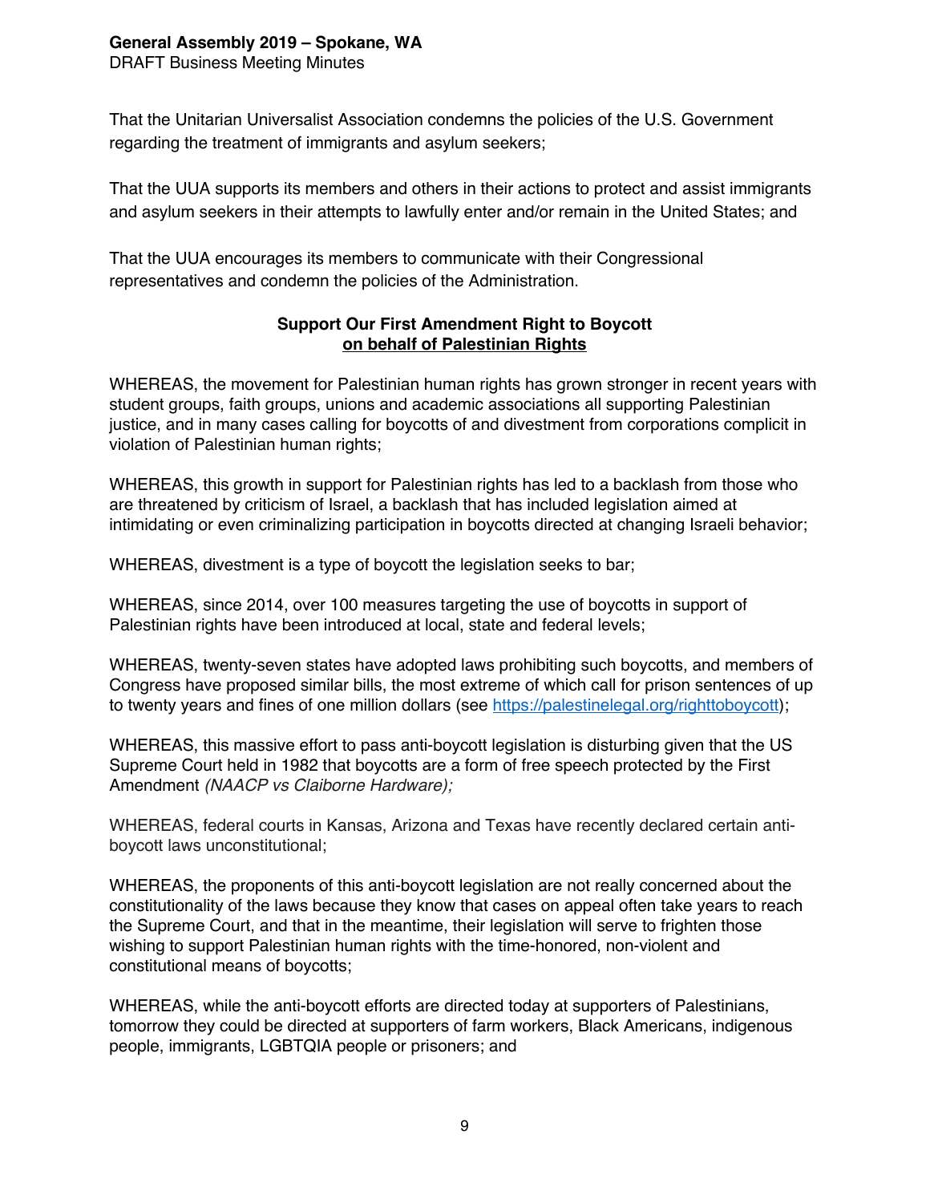That the Unitarian Universalist Association condemns the policies of the U.S. Government regarding the treatment of immigrants and asylum seekers;

That the UUA supports its members and others in their actions to protect and assist immigrants and asylum seekers in their attempts to lawfully enter and/or remain in the United States; and

That the UUA encourages its members to communicate with their Congressional representatives and condemn the policies of the Administration.

**Support Our First Amendment Right to Boycott**
**on behalf of Palestinian Rights**

WHEREAS, the movement for Palestinian human rights has grown stronger in recent years with student groups, faith groups, unions and academic associations all supporting Palestinian justice, and in many cases calling for boycotts of and divestment from corporations complicit in violation of Palestinian human rights;

WHEREAS, this growth in support for Palestinian rights has led to a backlash from those who are threatened by criticism of Israel, a backlash that has included legislation aimed at intimidating or even criminalizing participation in boycotts directed at changing Israeli behavior;

WHEREAS, divestment is a type of boycott the legislation seeks to bar;

WHEREAS, since 2014, over 100 measures targeting the use of boycotts in support of Palestinian rights have been introduced at local, state and federal levels;

WHEREAS, twenty-seven states have adopted laws prohibiting such boycotts, and members of Congress have proposed similar bills, the most extreme of which call for prison sentences of up to twenty years and fines of one million dollars (see [https://palestinelegal.org/righttoboycott](https://palestinelegal.org/righttoboycott));

WHEREAS, this massive effort to pass anti-boycott legislation is disturbing given that the US Supreme Court held in 1982 that boycotts are a form of free speech protected by the First Amendment *(NAACP vs Claiborne Hardware);*

WHEREAS, federal courts in Kansas, Arizona and Texas have recently declared certain anti-boycott laws unconstitutional;

WHEREAS, the proponents of this anti-boycott legislation are not really concerned about the constitutionality of the laws because they know that cases on appeal often take years to reach the Supreme Court, and that in the meantime, their legislation will serve to frighten those wishing to support Palestinian human rights with the time-honored, non-violent and constitutional means of boycotts;

WHEREAS, while the anti-boycott efforts are directed today at supporters of Palestinians, tomorrow they could be directed at supporters of farm workers, Black Americans, indigenous people, immigrants, LGBTQIA people or prisoners; and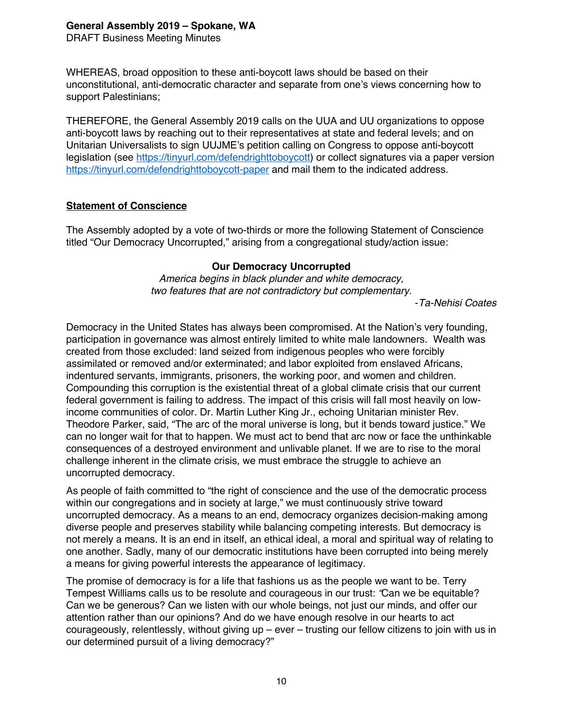WHEREAS, broad opposition to these anti-boycott laws should be based on their unconstitutional, anti-democratic character and separate from one's views concerning how to support Palestinians;

THEREFORE, the General Assembly 2019 calls on the UUA and UU organizations to oppose anti-boycott laws by reaching out to their representatives at state and federal levels; and on Unitarian Universalists to sign UUJME's petition calling on Congress to oppose anti-boycott legislation (see [https://tinyurl.com/defendrighttoboycott](https://tinyurl.com/defendrighttoboycott)) or collect signatures via a paper version [https://tinyurl.com/defendrighttoboycott-paper](https://tinyurl.com/defendrighttoboycott-paper) and mail them to the indicated address.

## Statement of Conscience

The Assembly adopted by a vote of two-thirds or more the following Statement of Conscience titled "Our Democracy Uncorrupted," arising from a congregational study/action issue:

### Our Democracy Uncorrupted

*America begins in black plunder and white democracy,*
*two features that are not contradictory but complementary.*

*-Ta-Nehisi Coates*

Democracy in the United States has always been compromised. At the Nation's very founding, participation in governance was almost entirely limited to white male landowners. Wealth was created from those excluded: land seized from indigenous peoples who were forcibly assimilated or removed and/or exterminated; and labor exploited from enslaved Africans, indentured servants, immigrants, prisoners, the working poor, and women and children. Compounding this corruption is the existential threat of a global climate crisis that our current federal government is failing to address. The impact of this crisis will fall most heavily on low-income communities of color. Dr. Martin Luther King Jr., echoing Unitarian minister Rev. Theodore Parker, said, "The arc of the moral universe is long, but it bends toward justice." We can no longer wait for that to happen. We must act to bend that arc now or face the unthinkable consequences of a destroyed environment and unlivable planet. If we are to rise to the moral challenge inherent in the climate crisis, we must embrace the struggle to achieve an uncorrupted democracy.

As people of faith committed to "the right of conscience and the use of the democratic process within our congregations and in society at large," we must continuously strive toward uncorrupted democracy. As a means to an end, democracy organizes decision-making among diverse people and preserves stability while balancing competing interests. But democracy is not merely a means. It is an end in itself, an ethical ideal, a moral and spiritual way of relating to one another. Sadly, many of our democratic institutions have been corrupted into being merely a means for giving powerful interests the appearance of legitimacy.

The promise of democracy is for a life that fashions us as the people we want to be. Terry Tempest Williams calls us to be resolute and courageous in our trust: "Can we be equitable? Can we be generous? Can we listen with our whole beings, not just our minds, and offer our attention rather than our opinions? And do we have enough resolve in our hearts to act courageously, relentlessly, without giving up – ever – trusting our fellow citizens to join with us in our determined pursuit of a living democracy?"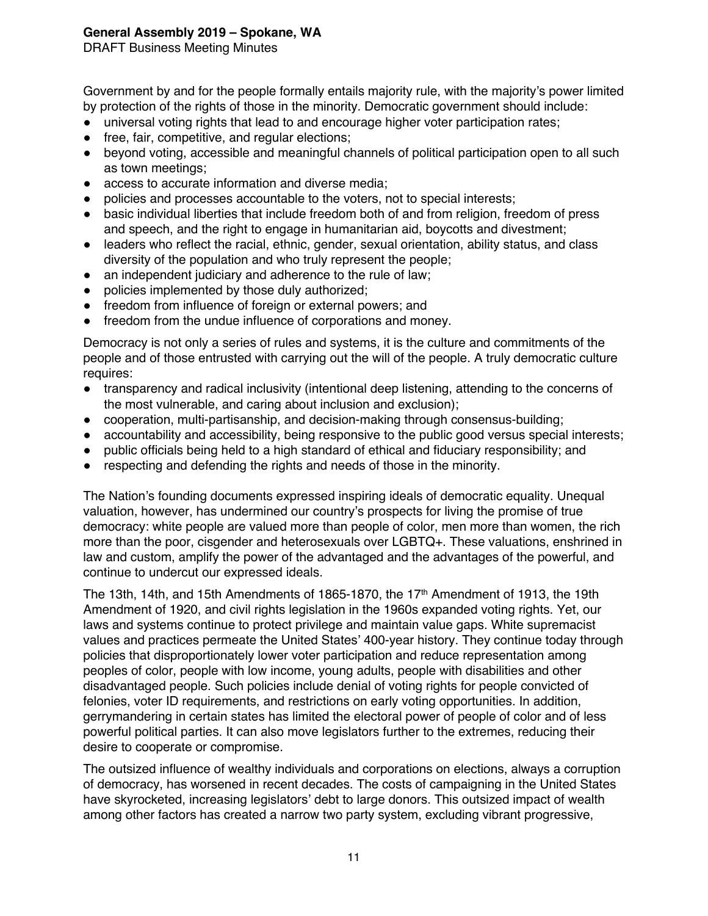Government by and for the people formally entails majority rule, with the majority's power limited by protection of the rights of those in the minority. Democratic government should include:

- universal voting rights that lead to and encourage higher voter participation rates;
- free, fair, competitive, and regular elections;
- beyond voting, accessible and meaningful channels of political participation open to all such as town meetings;
- access to accurate information and diverse media;
- policies and processes accountable to the voters, not to special interests;
- basic individual liberties that include freedom both of and from religion, freedom of press and speech, and the right to engage in humanitarian aid, boycotts and divestment;
- leaders who reflect the racial, ethnic, gender, sexual orientation, ability status, and class diversity of the population and who truly represent the people;
- an independent judiciary and adherence to the rule of law;
- policies implemented by those duly authorized;
- freedom from influence of foreign or external powers; and
- freedom from the undue influence of corporations and money.

Democracy is not only a series of rules and systems, it is the culture and commitments of the people and of those entrusted with carrying out the will of the people. A truly democratic culture requires:

- transparency and radical inclusivity (intentional deep listening, attending to the concerns of the most vulnerable, and caring about inclusion and exclusion);
- cooperation, multi-partisanship, and decision-making through consensus-building;
- accountability and accessibility, being responsive to the public good versus special interests;
- public officials being held to a high standard of ethical and fiduciary responsibility; and
- respecting and defending the rights and needs of those in the minority.

The Nation's founding documents expressed inspiring ideals of democratic equality. Unequal valuation, however, has undermined our country's prospects for living the promise of true democracy: white people are valued more than people of color, men more than women, the rich more than the poor, cisgender and heterosexuals over LGBTQ+. These valuations, enshrined in law and custom, amplify the power of the advantaged and the advantages of the powerful, and continue to undercut our expressed ideals.

The 13th, 14th, and 15th Amendments of 1865-1870, the 17th Amendment of 1913, the 19th Amendment of 1920, and civil rights legislation in the 1960s expanded voting rights. Yet, our laws and systems continue to protect privilege and maintain value gaps. White supremacist values and practices permeate the United States' 400-year history. They continue today through policies that disproportionately lower voter participation and reduce representation among peoples of color, people with low income, young adults, people with disabilities and other disadvantaged people. Such policies include denial of voting rights for people convicted of felonies, voter ID requirements, and restrictions on early voting opportunities. In addition, gerrymandering in certain states has limited the electoral power of people of color and of less powerful political parties. It can also move legislators further to the extremes, reducing their desire to cooperate or compromise.

The outsized influence of wealthy individuals and corporations on elections, always a corruption of democracy, has worsened in recent decades. The costs of campaigning in the United States have skyrocketed, increasing legislators' debt to large donors. This outsized impact of wealth among other factors has created a narrow two party system, excluding vibrant progressive,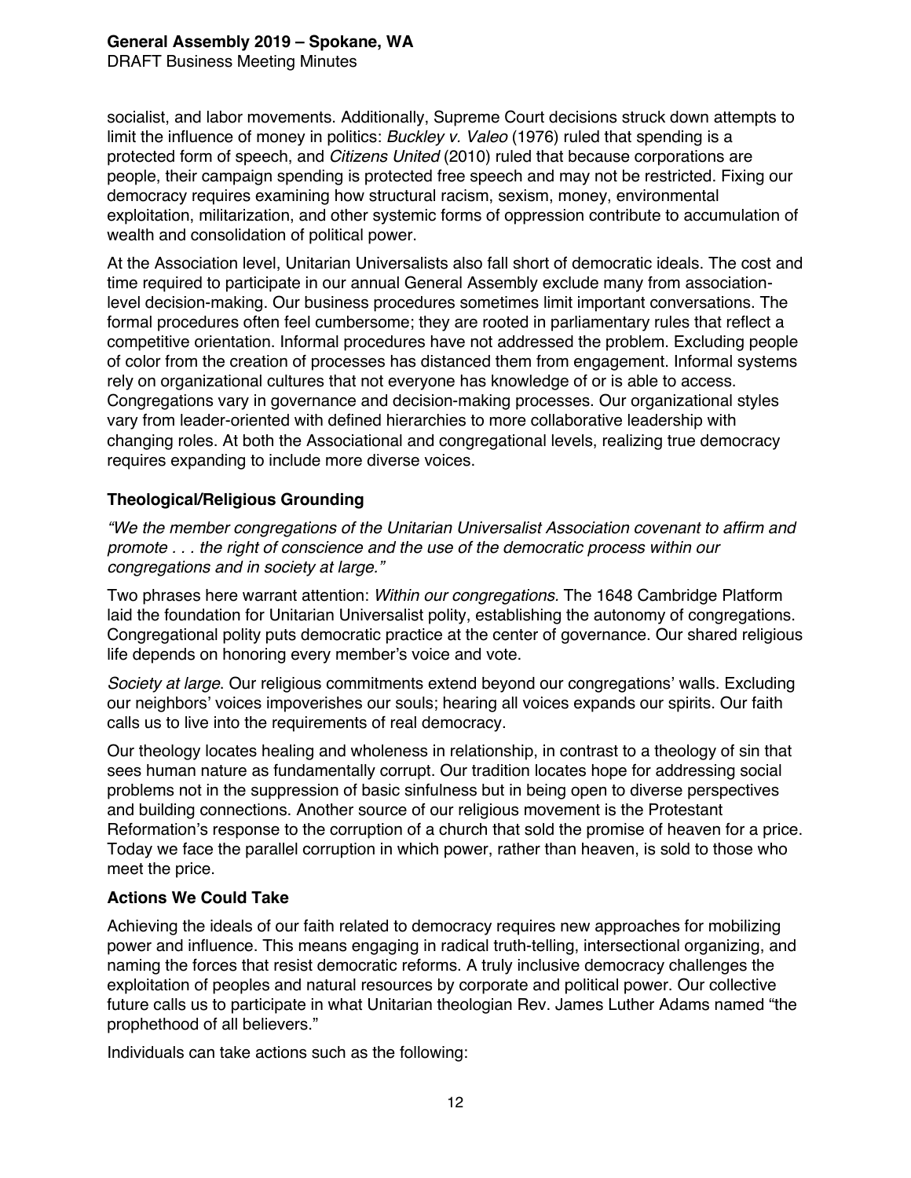socialist, and labor movements. Additionally, Supreme Court decisions struck down attempts to limit the influence of money in politics: *Buckley v. Valeo* (1976) ruled that spending is a protected form of speech, and *Citizens United* (2010) ruled that because corporations are people, their campaign spending is protected free speech and may not be restricted. Fixing our democracy requires examining how structural racism, sexism, money, environmental exploitation, militarization, and other systemic forms of oppression contribute to accumulation of wealth and consolidation of political power.

At the Association level, Unitarian Universalists also fall short of democratic ideals. The cost and time required to participate in our annual General Assembly exclude many from association-level decision-making. Our business procedures sometimes limit important conversations. The formal procedures often feel cumbersome; they are rooted in parliamentary rules that reflect a competitive orientation. Informal procedures have not addressed the problem. Excluding people of color from the creation of processes has distanced them from engagement. Informal systems rely on organizational cultures that not everyone has knowledge of or is able to access. Congregations vary in governance and decision-making processes. Our organizational styles vary from leader-oriented with defined hierarchies to more collaborative leadership with changing roles. At both the Associational and congregational levels, realizing true democracy requires expanding to include more diverse voices.

### Theological/Religious Grounding

*"We the member congregations of the Unitarian Universalist Association covenant to affirm and promote . . . the right of conscience and the use of the democratic process within our congregations and in society at large."*

Two phrases here warrant attention: *Within our congregations.* The 1648 Cambridge Platform laid the foundation for Unitarian Universalist polity, establishing the autonomy of congregations. Congregational polity puts democratic practice at the center of governance. Our shared religious life depends on honoring every member's voice and vote.

*Society at large*. Our religious commitments extend beyond our congregations' walls. Excluding our neighbors' voices impoverishes our souls; hearing all voices expands our spirits. Our faith calls us to live into the requirements of real democracy.

Our theology locates healing and wholeness in relationship, in contrast to a theology of sin that sees human nature as fundamentally corrupt. Our tradition locates hope for addressing social problems not in the suppression of basic sinfulness but in being open to diverse perspectives and building connections. Another source of our religious movement is the Protestant Reformation's response to the corruption of a church that sold the promise of heaven for a price. Today we face the parallel corruption in which power, rather than heaven, is sold to those who meet the price.

### Actions We Could Take

Achieving the ideals of our faith related to democracy requires new approaches for mobilizing power and influence. This means engaging in radical truth-telling, intersectional organizing, and naming the forces that resist democratic reforms. A truly inclusive democracy challenges the exploitation of peoples and natural resources by corporate and political power. Our collective future calls us to participate in what Unitarian theologian Rev. James Luther Adams named "the prophethood of all believers."

Individuals can take actions such as the following: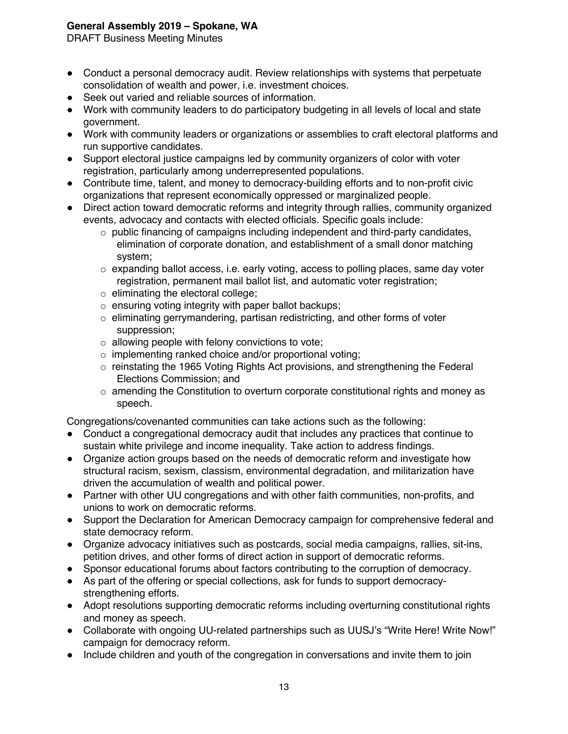- Conduct a personal democracy audit. Review relationships with systems that perpetuate consolidation of wealth and power, i.e. investment choices.
- Seek out varied and reliable sources of information.
- Work with community leaders to do participatory budgeting in all levels of local and state government.
- Work with community leaders or organizations or assemblies to craft electoral platforms and run supportive candidates.
- Support electoral justice campaigns led by community organizers of color with voter registration, particularly among underrepresented populations.
- Contribute time, talent, and money to democracy-building efforts and to non-profit civic organizations that represent economically oppressed or marginalized people.
- Direct action toward democratic reforms and integrity through rallies, community organized events, advocacy and contacts with elected officials. Specific goals include:
  - public financing of campaigns including independent and third-party candidates, elimination of corporate donation, and establishment of a small donor matching system;
  - expanding ballot access, i.e. early voting, access to polling places, same day voter registration, permanent mail ballot list, and automatic voter registration;
  - eliminating the electoral college;
  - ensuring voting integrity with paper ballot backups;
  - eliminating gerrymandering, partisan redistricting, and other forms of voter suppression;
  - allowing people with felony convictions to vote;
  - implementing ranked choice and/or proportional voting;
  - reinstating the 1965 Voting Rights Act provisions, and strengthening the Federal Elections Commission; and
  - amending the Constitution to overturn corporate constitutional rights and money as speech.

Congregations/covenanted communities can take actions such as the following:

- Conduct a congregational democracy audit that includes any practices that continue to sustain white privilege and income inequality. Take action to address findings.
- Organize action groups based on the needs of democratic reform and investigate how structural racism, sexism, classism, environmental degradation, and militarization have driven the accumulation of wealth and political power.
- Partner with other UU congregations and with other faith communities, non-profits, and unions to work on democratic reforms.
- Support the Declaration for American Democracy campaign for comprehensive federal and state democracy reform.
- Organize advocacy initiatives such as postcards, social media campaigns, rallies, sit-ins, petition drives, and other forms of direct action in support of democratic reforms.
- Sponsor educational forums about factors contributing to the corruption of democracy.
- As part of the offering or special collections, ask for funds to support democracy-strengthening efforts.
- Adopt resolutions supporting democratic reforms including overturning constitutional rights and money as speech.
- Collaborate with ongoing UU-related partnerships such as UUSJ's "Write Here! Write Now!" campaign for democracy reform.
- Include children and youth of the congregation in conversations and invite them to join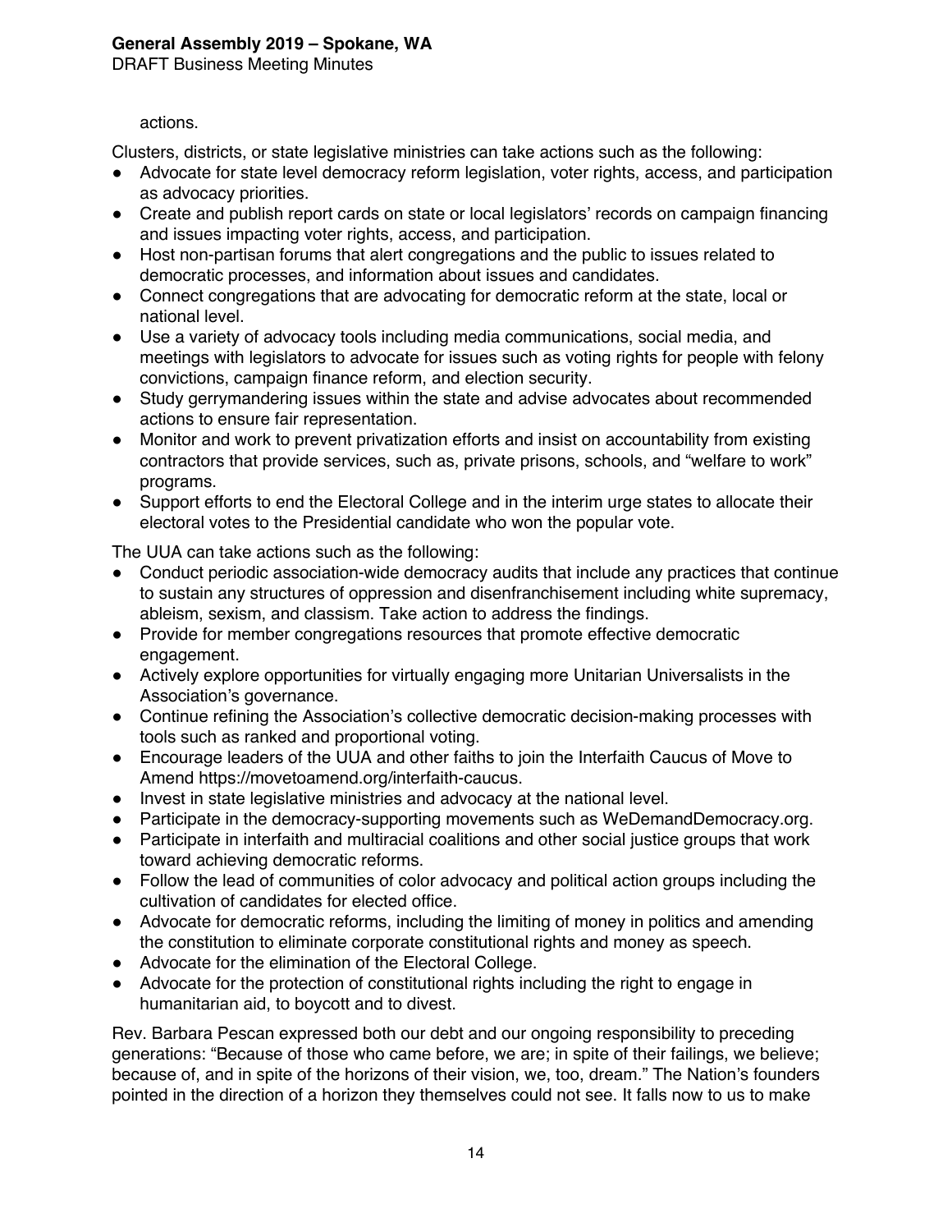actions.

Clusters, districts, or state legislative ministries can take actions such as the following:

- Advocate for state level democracy reform legislation, voter rights, access, and participation as advocacy priorities.
- Create and publish report cards on state or local legislators' records on campaign financing and issues impacting voter rights, access, and participation.
- Host non-partisan forums that alert congregations and the public to issues related to democratic processes, and information about issues and candidates.
- Connect congregations that are advocating for democratic reform at the state, local or national level.
- Use a variety of advocacy tools including media communications, social media, and meetings with legislators to advocate for issues such as voting rights for people with felony convictions, campaign finance reform, and election security.
- Study gerrymandering issues within the state and advise advocates about recommended actions to ensure fair representation.
- Monitor and work to prevent privatization efforts and insist on accountability from existing contractors that provide services, such as, private prisons, schools, and "welfare to work" programs.
- Support efforts to end the Electoral College and in the interim urge states to allocate their electoral votes to the Presidential candidate who won the popular vote.

The UUA can take actions such as the following:

- Conduct periodic association-wide democracy audits that include any practices that continue to sustain any structures of oppression and disenfranchisement including white supremacy, ableism, sexism, and classism. Take action to address the findings.
- Provide for member congregations resources that promote effective democratic engagement.
- Actively explore opportunities for virtually engaging more Unitarian Universalists in the Association's governance.
- Continue refining the Association's collective democratic decision-making processes with tools such as ranked and proportional voting.
- Encourage leaders of the UUA and other faiths to join the Interfaith Caucus of Move to Amend https://movetoamend.org/interfaith-caucus.
- Invest in state legislative ministries and advocacy at the national level.
- Participate in the democracy-supporting movements such as WeDemandDemocracy.org.
- Participate in interfaith and multiracial coalitions and other social justice groups that work toward achieving democratic reforms.
- Follow the lead of communities of color advocacy and political action groups including the cultivation of candidates for elected office.
- Advocate for democratic reforms, including the limiting of money in politics and amending the constitution to eliminate corporate constitutional rights and money as speech.
- Advocate for the elimination of the Electoral College.
- Advocate for the protection of constitutional rights including the right to engage in humanitarian aid, to boycott and to divest.

Rev. Barbara Pescan expressed both our debt and our ongoing responsibility to preceding generations: "Because of those who came before, we are; in spite of their failings, we believe; because of, and in spite of the horizons of their vision, we, too, dream." The Nation's founders pointed in the direction of a horizon they themselves could not see. It falls now to us to make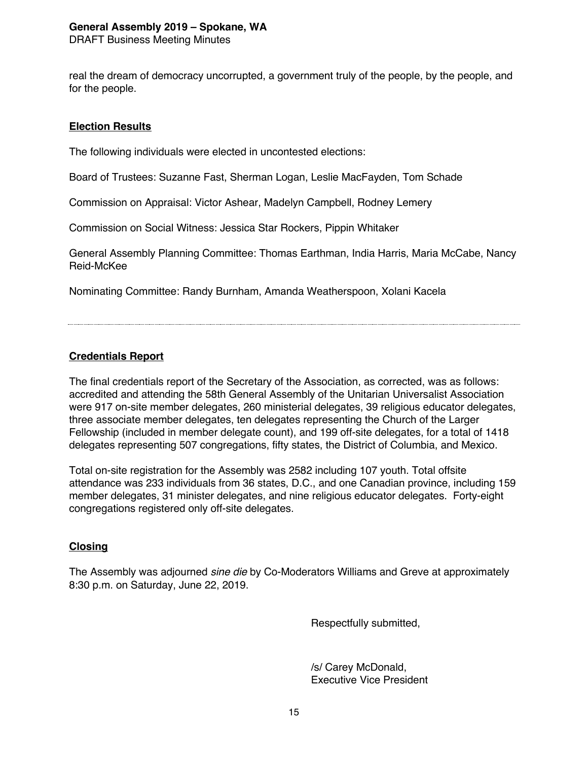real the dream of democracy uncorrupted, a government truly of the people, by the people, and for the people.

## Election Results

The following individuals were elected in uncontested elections:

Board of Trustees: Suzanne Fast, Sherman Logan, Leslie MacFayden, Tom Schade

Commission on Appraisal: Victor Ashear, Madelyn Campbell, Rodney Lemery

Commission on Social Witness: Jessica Star Rockers, Pippin Whitaker

General Assembly Planning Committee: Thomas Earthman, India Harris, Maria McCabe, Nancy Reid-McKee

Nominating Committee: Randy Burnham, Amanda Weatherspoon, Xolani Kacela

---

## Credentials Report

The final credentials report of the Secretary of the Association, as corrected, was as follows: accredited and attending the 58th General Assembly of the Unitarian Universalist Association were 917 on-site member delegates, 260 ministerial delegates, 39 religious educator delegates, three associate member delegates, ten delegates representing the Church of the Larger Fellowship (included in member delegate count), and 199 off-site delegates, for a total of 1418 delegates representing 507 congregations, fifty states, the District of Columbia, and Mexico.

Total on-site registration for the Assembly was 2582 including 107 youth. Total offsite attendance was 233 individuals from 36 states, D.C., and one Canadian province, including 159 member delegates, 31 minister delegates, and nine religious educator delegates. Forty-eight congregations registered only off-site delegates.

## Closing

The Assembly was adjourned *sine die* by Co-Moderators Williams and Greve at approximately 8:30 p.m. on Saturday, June 22, 2019.

Respectfully submitted,

/s/ Carey McDonald,
Executive Vice President